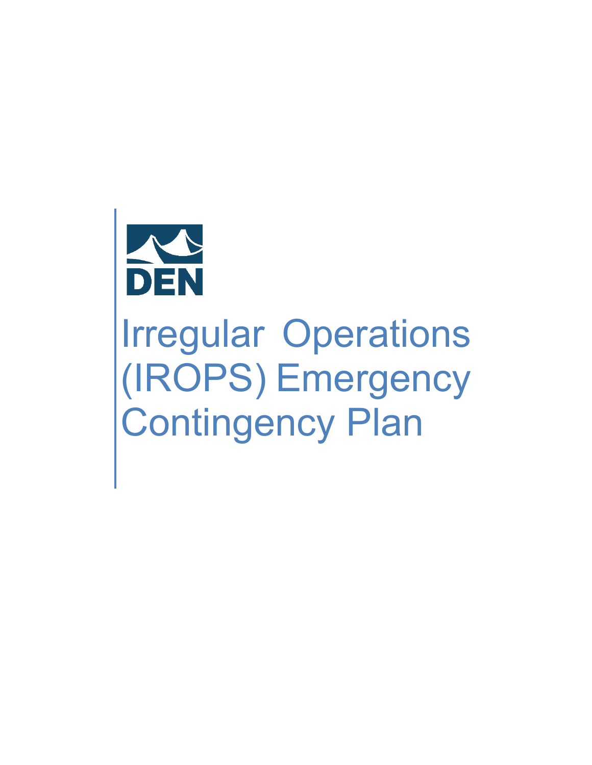DEN

# Irregular Operations (IROPS) Emergency Contingency Plan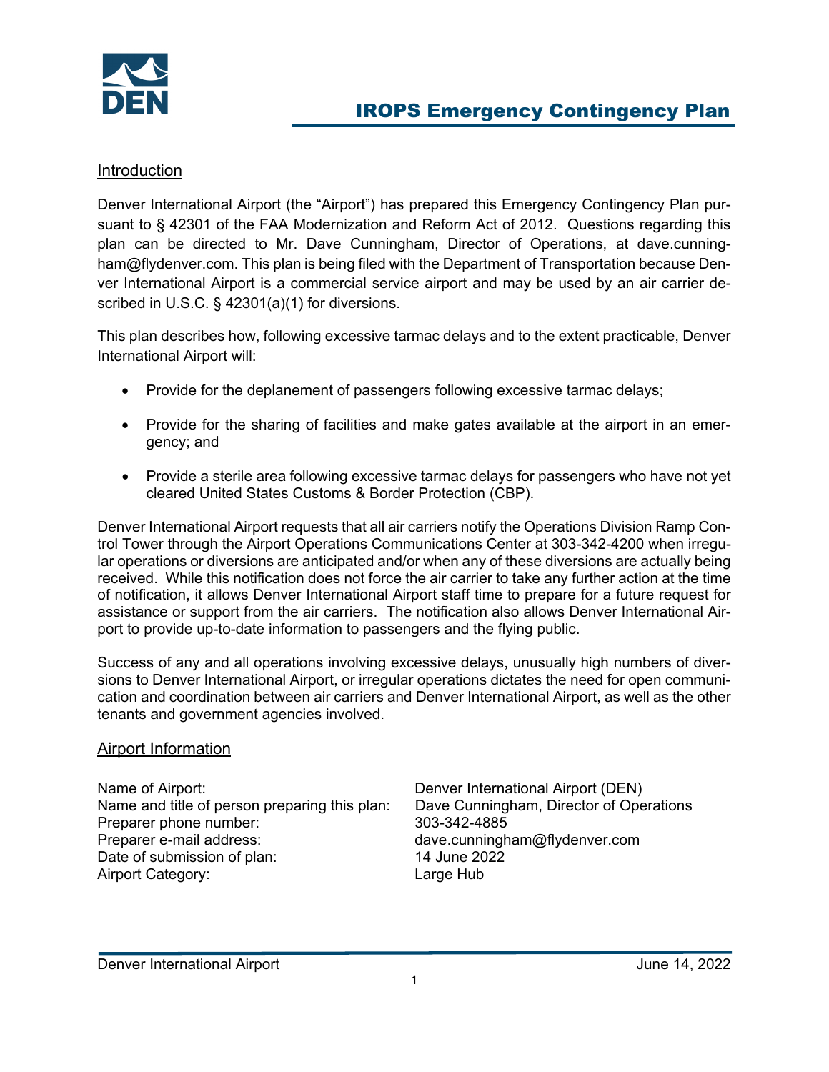# IROPS Emergency Contingency Plan

## Introduction

Denver International Airport (the "Airport") has prepared this Emergency Contingency Plan pursuant to § 42301 of the FAA Modernization and Reform Act of 2012. Questions regarding this plan can be directed to Mr. Dave Cunningham, Director of Operations, at dave.cunningham@flydenver.com. This plan is being filed with the Department of Transportation because Denver International Airport is a commercial service airport and may be used by an air carrier described in U.S.C. § 42301(a)(1) for diversions.

This plan describes how, following excessive tarmac delays and to the extent practicable, Denver International Airport will:

- Provide for the deplanement of passengers following excessive tarmac delays;
- Provide for the sharing of facilities and make gates available at the airport in an emergency; and
- Provide a sterile area following excessive tarmac delays for passengers who have not yet cleared United States Customs & Border Protection (CBP).

Denver International Airport requests that all air carriers notify the Operations Division Ramp Control Tower through the Airport Operations Communications Center at 303-342-4200 when irregular operations or diversions are anticipated and/or when any of these diversions are actually being received. While this notification does not force the air carrier to take any further action at the time of notification, it allows Denver International Airport staff time to prepare for a future request for assistance or support from the air carriers. The notification also allows Denver International Airport to provide up-to-date information to passengers and the flying public.

Success of any and all operations involving excessive delays, unusually high numbers of diversions to Denver International Airport, or irregular operations dictates the need for open communication and coordination between air carriers and Denver International Airport, as well as the other tenants and government agencies involved.

## Airport Information

| | |
|---|---|
| Name of Airport: | Denver International Airport (DEN) |
| Name and title of person preparing this plan: | Dave Cunningham, Director of Operations |
| Preparer phone number: | 303-342-4885 |
| Preparer e-mail address: | dave.cunningham@flydenver.com |
| Date of submission of plan: | 14 June 2022 |
| Airport Category: | Large Hub |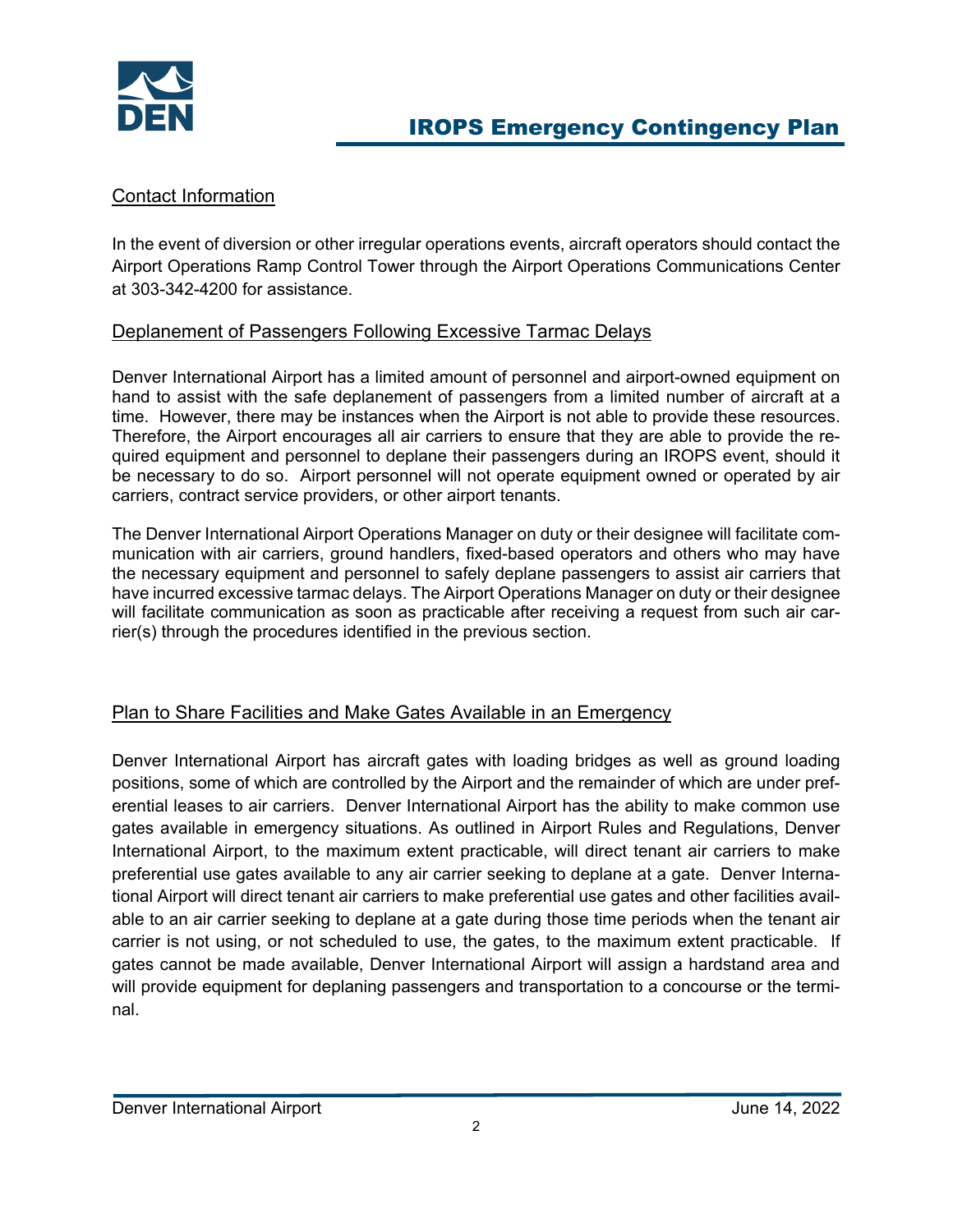## Contact Information

In the event of diversion or other irregular operations events, aircraft operators should contact the Airport Operations Ramp Control Tower through the Airport Operations Communications Center at 303-342-4200 for assistance.

## Deplanement of Passengers Following Excessive Tarmac Delays

Denver International Airport has a limited amount of personnel and airport-owned equipment on hand to assist with the safe deplanement of passengers from a limited number of aircraft at a time. However, there may be instances when the Airport is not able to provide these resources. Therefore, the Airport encourages all air carriers to ensure that they are able to provide the required equipment and personnel to deplane their passengers during an IROPS event, should it be necessary to do so. Airport personnel will not operate equipment owned or operated by air carriers, contract service providers, or other airport tenants.

The Denver International Airport Operations Manager on duty or their designee will facilitate communication with air carriers, ground handlers, fixed-based operators and others who may have the necessary equipment and personnel to safely deplane passengers to assist air carriers that have incurred excessive tarmac delays. The Airport Operations Manager on duty or their designee will facilitate communication as soon as practicable after receiving a request from such air carrier(s) through the procedures identified in the previous section.

## Plan to Share Facilities and Make Gates Available in an Emergency

Denver International Airport has aircraft gates with loading bridges as well as ground loading positions, some of which are controlled by the Airport and the remainder of which are under preferential leases to air carriers. Denver International Airport has the ability to make common use gates available in emergency situations. As outlined in Airport Rules and Regulations, Denver International Airport, to the maximum extent practicable, will direct tenant air carriers to make preferential use gates available to any air carrier seeking to deplane at a gate. Denver International Airport will direct tenant air carriers to make preferential use gates and other facilities available to an air carrier seeking to deplane at a gate during those time periods when the tenant air carrier is not using, or not scheduled to use, the gates, to the maximum extent practicable. If gates cannot be made available, Denver International Airport will assign a hardstand area and will provide equipment for deplaning passengers and transportation to a concourse or the terminal.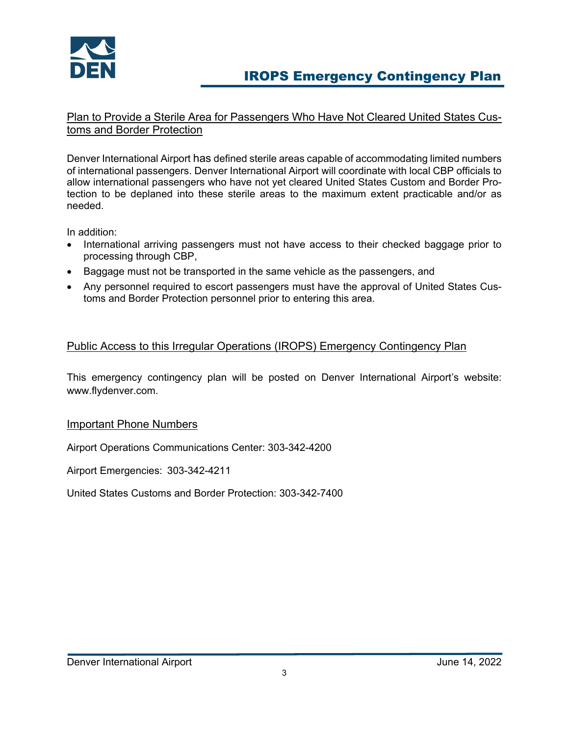Plan to Provide a Sterile Area for Passengers Who Have Not Cleared United States Customs and Border Protection

Denver International Airport has defined sterile areas capable of accommodating limited numbers of international passengers. Denver International Airport will coordinate with local CBP officials to allow international passengers who have not yet cleared United States Custom and Border Protection to be deplaned into these sterile areas to the maximum extent practicable and/or as needed.

In addition:

- International arriving passengers must not have access to their checked baggage prior to processing through CBP,
- Baggage must not be transported in the same vehicle as the passengers, and
- Any personnel required to escort passengers must have the approval of United States Customs and Border Protection personnel prior to entering this area.

Public Access to this Irregular Operations (IROPS) Emergency Contingency Plan

This emergency contingency plan will be posted on Denver International Airport's website: www.flydenver.com.

Important Phone Numbers

Airport Operations Communications Center: 303-342-4200

Airport Emergencies: 303-342-4211

United States Customs and Border Protection: 303-342-7400